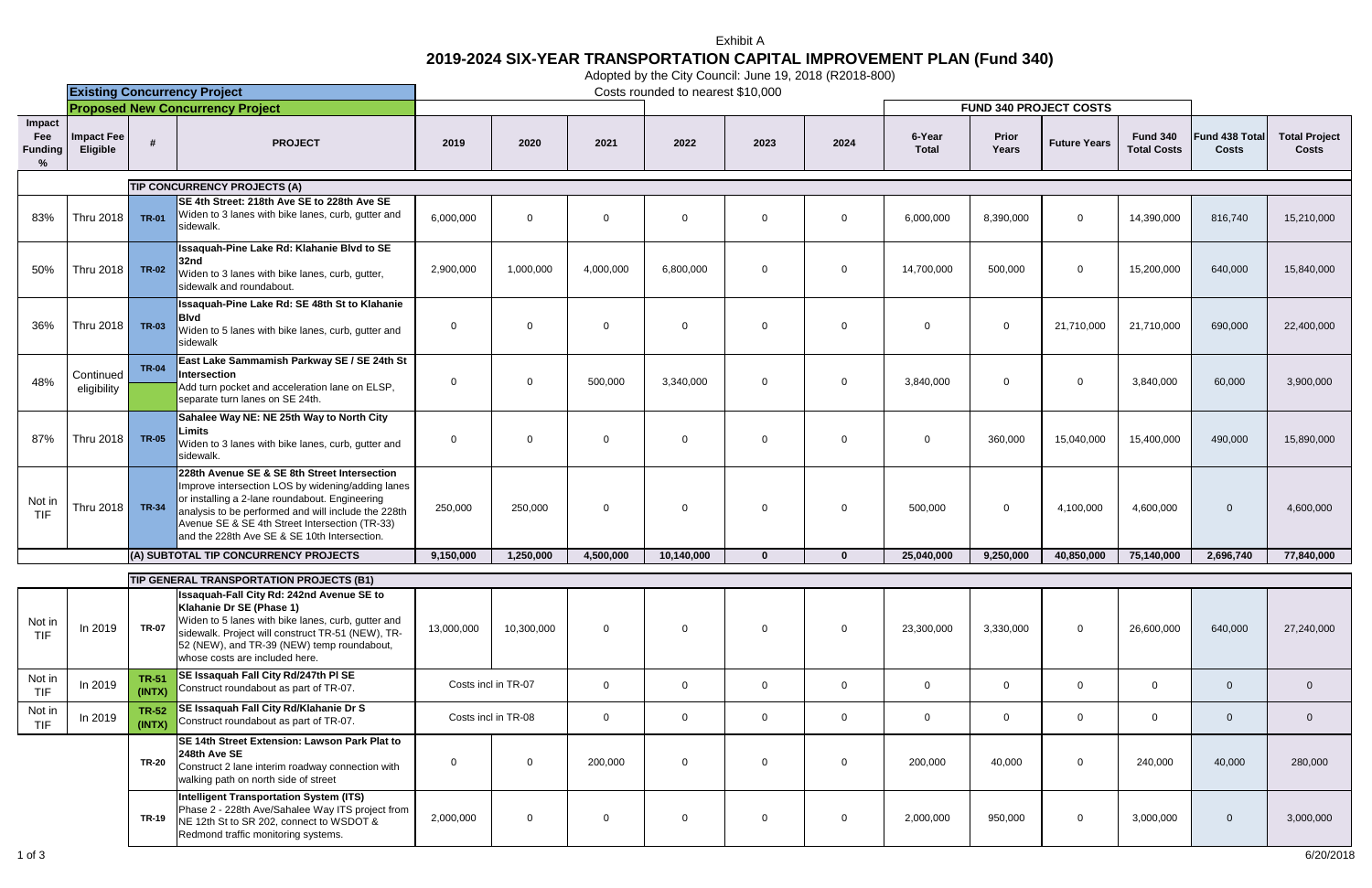Exhibit A

# 2019-2024 SIX-YEAR TRANSPORTATION CAPITAL IMPROVEMENT PLAN (Fund 340)

Adopted by the City Council: June 19, 2018 (R2018-800)

Costs rounded to nearest $10,000

**Existing Concurrency Project**

**Proposed New Concurrency Project**

| Impact Fee Funding % | Impact Fee Eligible | # | PROJECT | 2019 | 2020 | 2021 | 2022 | 2023 | 2024 | FUND 340 PROJECT COSTS: 6-Year Total | Prior Years | Future Years | Fund 340 Total Costs | Fund 438 Total Costs | Total Project Costs |
|---|---|---|---|---|---|---|---|---|---|---|---|---|---|---|---|
| | | | **TIP CONCURRENCY PROJECTS (A)** | | | | | | | | | | | | |
| 83% | Thru 2018 | TR-01 | **SE 4th Street: 218th Ave SE to 228th Ave SE** Widen to 3 lanes with bike lanes, curb, gutter and sidewalk. | 6,000,000 | 0 | 0 | 0 | 0 | 0 | 6,000,000 | 8,390,000 | 0 | 14,390,000 | 816,740 | 15,210,000 |
| 50% | Thru 2018 | TR-02 | **Issaquah-Pine Lake Rd: Klahanie Blvd to SE 32nd** Widen to 3 lanes with bike lanes, curb, gutter, sidewalk and roundabout. | 2,900,000 | 1,000,000 | 4,000,000 | 6,800,000 | 0 | 0 | 14,700,000 | 500,000 | 0 | 15,200,000 | 640,000 | 15,840,000 |
| 36% | Thru 2018 | TR-03 | **Issaquah-Pine Lake Rd: SE 48th St to Klahanie Blvd** Widen to 5 lanes with bike lanes, curb, gutter and sidewalk | 0 | 0 | 0 | 0 | 0 | 0 | 0 | 0 | 21,710,000 | 21,710,000 | 690,000 | 22,400,000 |
| 48% | Continued eligibility | TR-04 | **East Lake Sammamish Parkway SE / SE 24th St Intersection** Add turn pocket and acceleration lane on ELSP, separate turn lanes on SE 24th. | 0 | 0 | 500,000 | 3,340,000 | 0 | 0 | 3,840,000 | 0 | 0 | 3,840,000 | 60,000 | 3,900,000 |
| 87% | Thru 2018 | TR-05 | **Sahalee Way NE: NE 25th Way to North City Limits** Widen to 3 lanes with bike lanes, curb, gutter and sidewalk. | 0 | 0 | 0 | 0 | 0 | 0 | 0 | 360,000 | 15,040,000 | 15,400,000 | 490,000 | 15,890,000 |
| Not in TIF | Thru 2018 | TR-34 | **228th Avenue SE & SE 8th Street Intersection** Improve intersection LOS by widening/adding lanes or installing a 2-lane roundabout. Engineering analysis to be performed and will include the 228th Avenue SE & SE 4th Street Intersection (TR-33) and the 228th Ave SE & SE 10th Intersection. | 250,000 | 250,000 | 0 | 0 | 0 | 0 | 500,000 | 0 | 4,100,000 | 4,600,000 | 0 | 4,600,000 |
| | | | **(A) SUBTOTAL TIP CONCURRENCY PROJECTS** | **9,150,000** | **1,250,000** | **4,500,000** | **10,140,000** | **0** | **0** | **25,040,000** | **9,250,000** | **40,850,000** | **75,140,000** | **2,696,740** | **77,840,000** |
| | | | **TIP GENERAL TRANSPORTATION PROJECTS (B1)** | | | | | | | | | | | | |
| Not in TIF | In 2019 | TR-07 | **Issaquah-Fall City Rd: 242nd Avenue SE to Klahanie Dr SE (Phase 1)** Widen to 5 lanes with bike lanes, curb, gutter and sidewalk. Project will construct TR-51 (NEW), TR-52 (NEW), and TR-39 (NEW) temp roundabout, whose costs are included here. | 13,000,000 | 10,300,000 | 0 | 0 | 0 | 0 | 23,300,000 | 3,330,000 | 0 | 26,600,000 | 640,000 | 27,240,000 |
| Not in TIF | In 2019 | TR-51 (INTX) | **SE Issaquah Fall City Rd/247th Pl SE** Construct roundabout as part of TR-07. | Costs incl in TR-07 | | 0 | 0 | 0 | 0 | 0 | 0 | 0 | 0 | 0 | 0 |
| Not in TIF | In 2019 | TR-52 (INTX) | **SE Issaquah Fall City Rd/Klahanie Dr S** Construct roundabout as part of TR-07. | Costs incl in TR-08 | | 0 | 0 | 0 | 0 | 0 | 0 | 0 | 0 | 0 | 0 |
| | | TR-20 | **SE 14th Street Extension: Lawson Park Plat to 248th Ave SE** Construct 2 lane interim roadway connection with walking path on north side of street | 0 | 0 | 200,000 | 0 | 0 | 0 | 200,000 | 40,000 | 0 | 240,000 | 40,000 | 280,000 |
| | | TR-19 | **Intelligent Transportation System (ITS)** Phase 2 - 228th Ave/Sahalee Way ITS project from NE 12th St to SR 202, connect to WSDOT & Redmond traffic monitoring systems. | 2,000,000 | 0 | 0 | 0 | 0 | 0 | 2,000,000 | 950,000 | 0 | 3,000,000 | 0 | 3,000,000 |

6/20/2018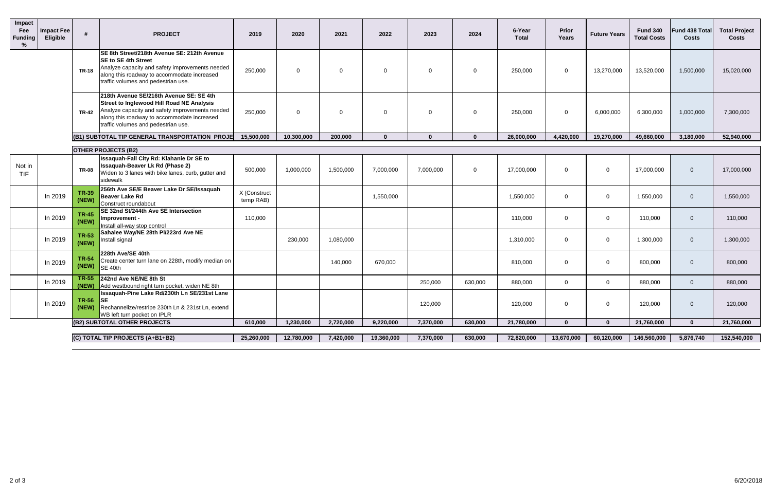| Impact Fee Funding % | Impact Fee Eligible | # | PROJECT | 2019 | 2020 | 2021 | 2022 | 2023 | 2024 | 6-Year Total | Prior Years | Future Years | Fund 340 Total Costs | Fund 438 Total Costs | Total Project Costs |
|---|---|---|---|---|---|---|---|---|---|---|---|---|---|---|---|
| | | TR-18 | **SE 8th Street/218th Avenue SE: 212th Avenue SE to SE 4th Street** Analyze capacity and safety improvements needed along this roadway to accommodate increased traffic volumes and pedestrian use. | 250,000 | 0 | 0 | 0 | 0 | 0 | 250,000 | 0 | 13,270,000 | 13,520,000 | 1,500,000 | 15,020,000 |
| | | TR-42 | **218th Avenue SE/216th Avenue SE: SE 4th Street to Inglewood Hill Road NE Analysis** Analyze capacity and safety improvements needed along this roadway to accommodate increased traffic volumes and pedestrian use. | 250,000 | 0 | 0 | 0 | 0 | 0 | 250,000 | 0 | 6,000,000 | 6,300,000 | 1,000,000 | 7,300,000 |
| | | | **(B1) SUBTOTAL TIP GENERAL TRANSPORTATION PROJE** | **15,500,000** | **10,300,000** | **200,000** | **0** | **0** | **0** | **26,000,000** | **4,420,000** | **19,270,000** | **49,660,000** | **3,180,000** | **52,940,000** |
| | | | **OTHER PROJECTS (B2)** | | | | | | | | | | | | |
| Not in TIF | | TR-08 | **Issaquah-Fall City Rd: Klahanie Dr SE to Issaquah-Beaver Lk Rd (Phase 2)** Widen to 3 lanes with bike lanes, curb, gutter and sidewalk | 500,000 | 1,000,000 | 1,500,000 | 7,000,000 | 7,000,000 | 0 | 17,000,000 | 0 | 0 | 17,000,000 | 0 | 17,000,000 |
| | In 2019 | TR-39 (NEW) | **256th Ave SE/E Beaver Lake Dr SE/Issaquah Beaver Lake Rd** Construct roundabout | X (Construct temp RAB) | | | 1,550,000 | | | 1,550,000 | 0 | 0 | 1,550,000 | 0 | 1,550,000 |
| | In 2019 | TR-45 (NEW) | **SE 32nd St/244th Ave SE Intersection Improvement -** Install all-way stop control | 110,000 | | | | | | 110,000 | 0 | 0 | 110,000 | 0 | 110,000 |
| | In 2019 | TR-53 (NEW) | **Sahalee Way/NE 28th Pl/223rd Ave NE** Install signal | | 230,000 | 1,080,000 | | | | 1,310,000 | 0 | 0 | 1,300,000 | 0 | 1,300,000 |
| | In 2019 | TR-54 (NEW) | **228th Ave/SE 40th** Create center turn lane on 228th, modify median on SE 40th | | | 140,000 | 670,000 | | | 810,000 | 0 | 0 | 800,000 | 0 | 800,000 |
| | In 2019 | TR-55 (NEW) | **242nd Ave NE/NE 8th St** Add westbound right turn pocket, widen NE 8th | | | | | 250,000 | 630,000 | 880,000 | 0 | 0 | 880,000 | 0 | 880,000 |
| | In 2019 | TR-56 (NEW) | **Issaquah-Pine Lake Rd/230th Ln SE/231st Lane SE** Rechannelize/restripe 230th Ln & 231st Ln, extend WB left turn pocket on IPLR | | | | | 120,000 | | 120,000 | 0 | 0 | 120,000 | 0 | 120,000 |
| | | | **(B2) SUBTOTAL OTHER PROJECTS** | **610,000** | **1,230,000** | **2,720,000** | **9,220,000** | **7,370,000** | **630,000** | **21,780,000** | **0** | **0** | **21,760,000** | **0** | **21,760,000** |
| | | | **(C) TOTAL TIP PROJECTS (A+B1+B2)** | **25,260,000** | **12,780,000** | **7,420,000** | **19,360,000** | **7,370,000** | **630,000** | **72,820,000** | **13,670,000** | **60,120,000** | **146,560,000** | **5,876,740** | **152,540,000** |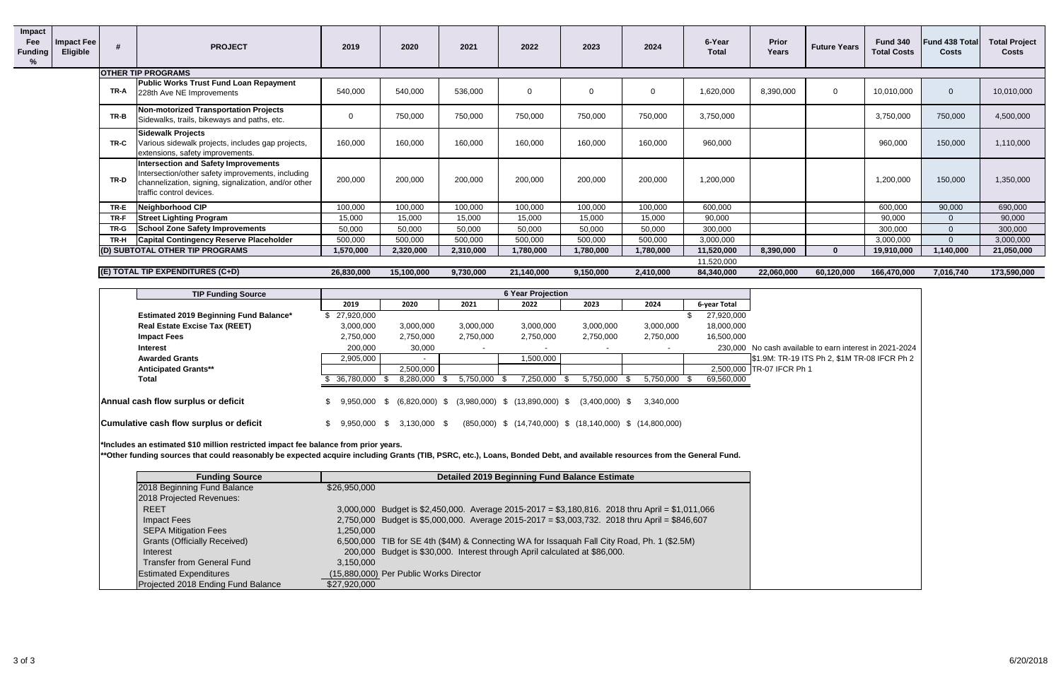| Impact Fee Funding % | Impact Fee Eligible | # | PROJECT | 2019 | 2020 | 2021 | 2022 | 2023 | 2024 | 6-Year Total | Prior Years | Future Years | Fund 340 Total Costs | Fund 438 Total Costs | Total Project Costs |
|---|---|---|---|---|---|---|---|---|---|---|---|---|---|---|---|
| | | | **OTHER TIP PROGRAMS** | | | | | | | | | | | | |
| | | TR-A | **Public Works Trust Fund Loan Repayment** 228th Ave NE Improvements | 540,000 | 540,000 | 536,000 | 0 | 0 | 0 | 1,620,000 | 8,390,000 | 0 | 10,010,000 | 0 | 10,010,000 |
| | | TR-B | **Non-motorized Transportation Projects** Sidewalks, trails, bikeways and paths, etc. | 0 | 750,000 | 750,000 | 750,000 | 750,000 | 750,000 | 3,750,000 | | | 3,750,000 | 750,000 | 4,500,000 |
| | | TR-C | **Sidewalk Projects** Various sidewalk projects, includes gap projects, extensions, safety improvements. | 160,000 | 160,000 | 160,000 | 160,000 | 160,000 | 160,000 | 960,000 | | | 960,000 | 150,000 | 1,110,000 |
| | | TR-D | **Intersection and Safety Improvements** Intersection/other safety improvements, including channelization, signing, signalization, and/or other traffic control devices. | 200,000 | 200,000 | 200,000 | 200,000 | 200,000 | 200,000 | 1,200,000 | | | 1,200,000 | 150,000 | 1,350,000 |
| | | TR-E | **Neighborhood CIP** | 100,000 | 100,000 | 100,000 | 100,000 | 100,000 | 100,000 | 600,000 | | | 600,000 | 90,000 | 690,000 |
| | | TR-F | **Street Lighting Program** | 15,000 | 15,000 | 15,000 | 15,000 | 15,000 | 15,000 | 90,000 | | | 90,000 | 0 | 90,000 |
| | | TR-G | **School Zone Safety Improvements** | 50,000 | 50,000 | 50,000 | 50,000 | 50,000 | 50,000 | 300,000 | | | 300,000 | 0 | 300,000 |
| | | TR-H | **Capital Contingency Reserve Placeholder** | 500,000 | 500,000 | 500,000 | 500,000 | 500,000 | 500,000 | 3,000,000 | | | 3,000,000 | 0 | 3,000,000 |
| | | | **(D) SUBTOTAL OTHER TIP PROGRAMS** | **1,570,000** | **2,320,000** | **2,310,000** | **1,780,000** | **1,780,000** | **1,780,000** | **11,520,000** | **8,390,000** | **0** | **19,910,000** | **1,140,000** | **21,050,000** |
| | | | | | | | | | | 11,520,000 | | | | | |
| | | | **(E) TOTAL TIP EXPENDITURES (C+D)** | **26,830,000** | **15,100,000** | **9,730,000** | **21,140,000** | **9,150,000** | **2,410,000** | **84,340,000** | **22,060,000** | **60,120,000** | **166,470,000** | **7,016,740** | **173,590,000** |

| TIP Funding Source | 6 Year Projection | | | | | | | |
|---|---|---|---|---|---|---|---|---|
| | 2019 | 2020 | 2021 | 2022 | 2023 | 2024 | 6-year Total | |
| **Estimated 2019 Beginning Fund Balance*** | $ 27,920,000 | | | | | | $ 27,920,000 | |
| **Real Estate Excise Tax (REET)** | 3,000,000 | 3,000,000 | 3,000,000 | 3,000,000 | 3,000,000 | 3,000,000 | 18,000,000 | |
| **Impact Fees** | 2,750,000 | 2,750,000 | 2,750,000 | 2,750,000 | 2,750,000 | 2,750,000 | 16,500,000 | |
| **Interest** | 200,000 | 30,000 | - | - | - | - | 230,000 | No cash available to earn interest in 2021-2024 |
| **Awarded Grants** | 2,905,000 | - | | 1,500,000 | | | | $1.9M: TR-19 ITS Ph 2, $1M TR-08 IFCR Ph 2 |
| **Anticipated Grants**** | | 2,500,000 | | | | | 2,500,000 | TR-07 IFCR Ph 1 |
| **Total** | $ 36,780,000 | $ 8,280,000 | $ 5,750,000 | $ 7,250,000 | $ 5,750,000 | $ 5,750,000 | $ 69,560,000 | |
| **Annual cash flow surplus or deficit** | $ 9,950,000 | $ (6,820,000) | $ (3,980,000) | $ (13,890,000) | $ (3,400,000) | $ 3,340,000 | | |
| **Cumulative cash flow surplus or deficit** | $ 9,950,000 | $ 3,130,000 | $ (850,000) | $ (14,740,000) | $ (18,140,000) | $ (14,800,000) | | |

***Includes an estimated $10 million restricted impact fee balance from prior years.**

****Other funding sources that could reasonably be expected acquire including Grants (TIB, PSRC, etc.), Loans, Bonded Debt, and available resources from the General Fund.**

| Funding Source | Detailed 2019 Beginning Fund Balance Estimate | |
|---|---|---|
| 2018 Beginning Fund Balance | $26,950,000 | |
| 2018 Projected Revenues: | | |
| REET | 3,000,000 | Budget is $2,450,000. Average 2015-2017 = $3,180,816. 2018 thru April = $1,011,066 |
| Impact Fees | 2,750,000 | Budget is $5,000,000. Average 2015-2017 = $3,003,732. 2018 thru April = $846,607 |
| SEPA Mitigation Fees | 1,250,000 | |
| Grants (Officially Received) | 6,500,000 | TIB for SE 4th ($4M) & Connecting WA for Issaquah Fall City Road, Ph. 1 ($2.5M) |
| Interest | 200,000 | Budget is $30,000. Interest through April calculated at $86,000. |
| Transfer from General Fund | 3,150,000 | |
| Estimated Expenditures | (15,880,000) | Per Public Works Director |
| Projected 2018 Ending Fund Balance | $27,920,000 | |

6/20/2018